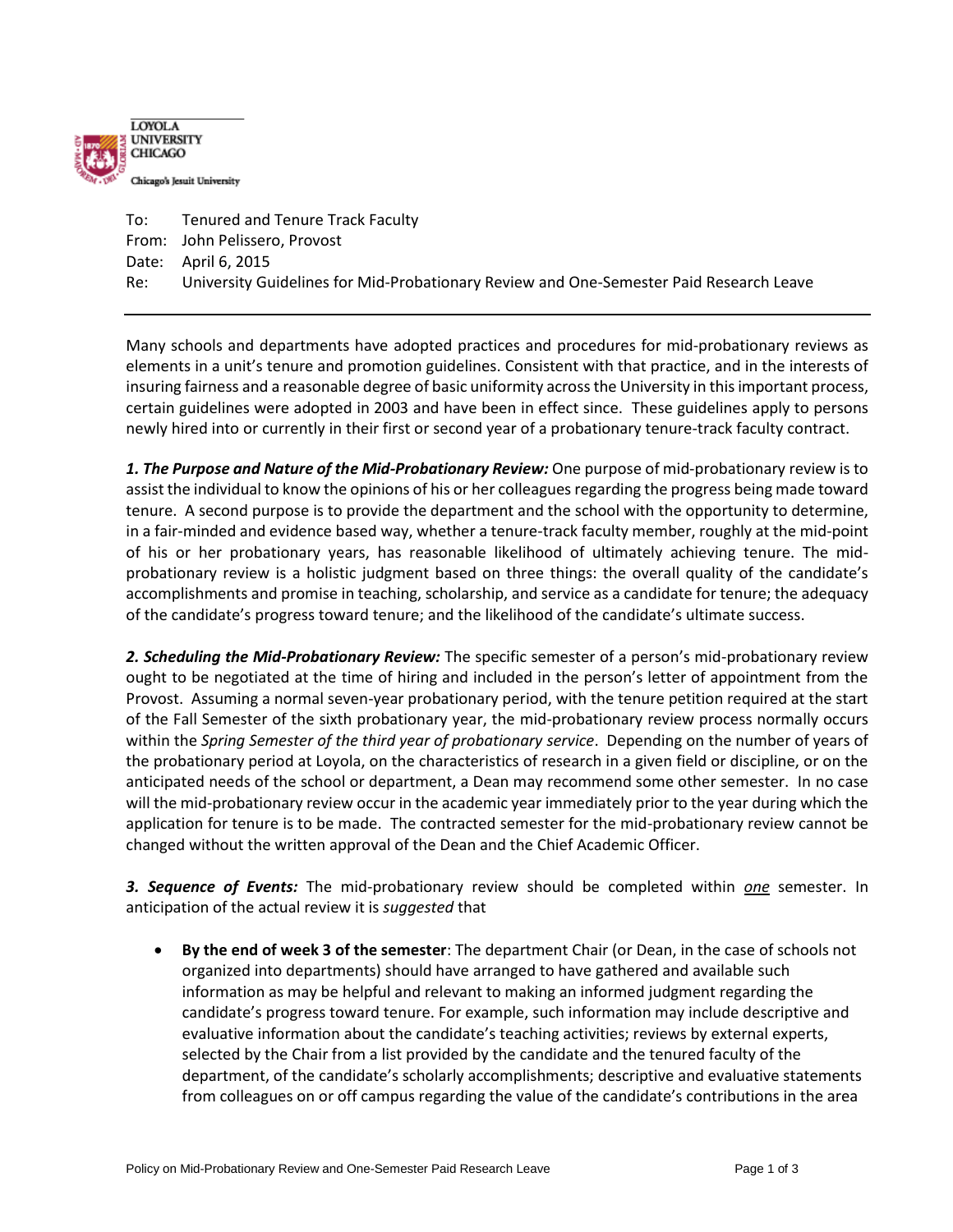LOYOLA UNIVERSITY CHICAGO

Chicago's Jesuit University

To: Tenured and Tenure Track Faculty
From: John Pelissero, Provost
Date: April 6, 2015
Re: University Guidelines for Mid-Probationary Review and One-Semester Paid Research Leave

---

Many schools and departments have adopted practices and procedures for mid-probationary reviews as elements in a unit's tenure and promotion guidelines. Consistent with that practice, and in the interests of insuring fairness and a reasonable degree of basic uniformity across the University in this important process, certain guidelines were adopted in 2003 and have been in effect since. These guidelines apply to persons newly hired into or currently in their first or second year of a probationary tenure-track faculty contract.

***1. The Purpose and Nature of the Mid-Probationary Review:*** One purpose of mid-probationary review is to assist the individual to know the opinions of his or her colleagues regarding the progress being made toward tenure. A second purpose is to provide the department and the school with the opportunity to determine, in a fair-minded and evidence based way, whether a tenure-track faculty member, roughly at the mid-point of his or her probationary years, has reasonable likelihood of ultimately achieving tenure. The mid-probationary review is a holistic judgment based on three things: the overall quality of the candidate's accomplishments and promise in teaching, scholarship, and service as a candidate for tenure; the adequacy of the candidate's progress toward tenure; and the likelihood of the candidate's ultimate success.

***2. Scheduling the Mid-Probationary Review:*** The specific semester of a person's mid-probationary review ought to be negotiated at the time of hiring and included in the person's letter of appointment from the Provost. Assuming a normal seven-year probationary period, with the tenure petition required at the start of the Fall Semester of the sixth probationary year, the mid-probationary review process normally occurs within the *Spring Semester of the third year of probationary service*. Depending on the number of years of the probationary period at Loyola, on the characteristics of research in a given field or discipline, or on the anticipated needs of the school or department, a Dean may recommend some other semester. In no case will the mid-probationary review occur in the academic year immediately prior to the year during which the application for tenure is to be made. The contracted semester for the mid-probationary review cannot be changed without the written approval of the Dean and the Chief Academic Officer.

***3. Sequence of Events:*** The mid-probationary review should be completed within ***one*** semester. In anticipation of the actual review it is *suggested* that

- **By the end of week 3 of the semester**: The department Chair (or Dean, in the case of schools not organized into departments) should have arranged to have gathered and available such information as may be helpful and relevant to making an informed judgment regarding the candidate's progress toward tenure. For example, such information may include descriptive and evaluative information about the candidate's teaching activities; reviews by external experts, selected by the Chair from a list provided by the candidate and the tenured faculty of the department, of the candidate's scholarly accomplishments; descriptive and evaluative statements from colleagues on or off campus regarding the value of the candidate's contributions in the area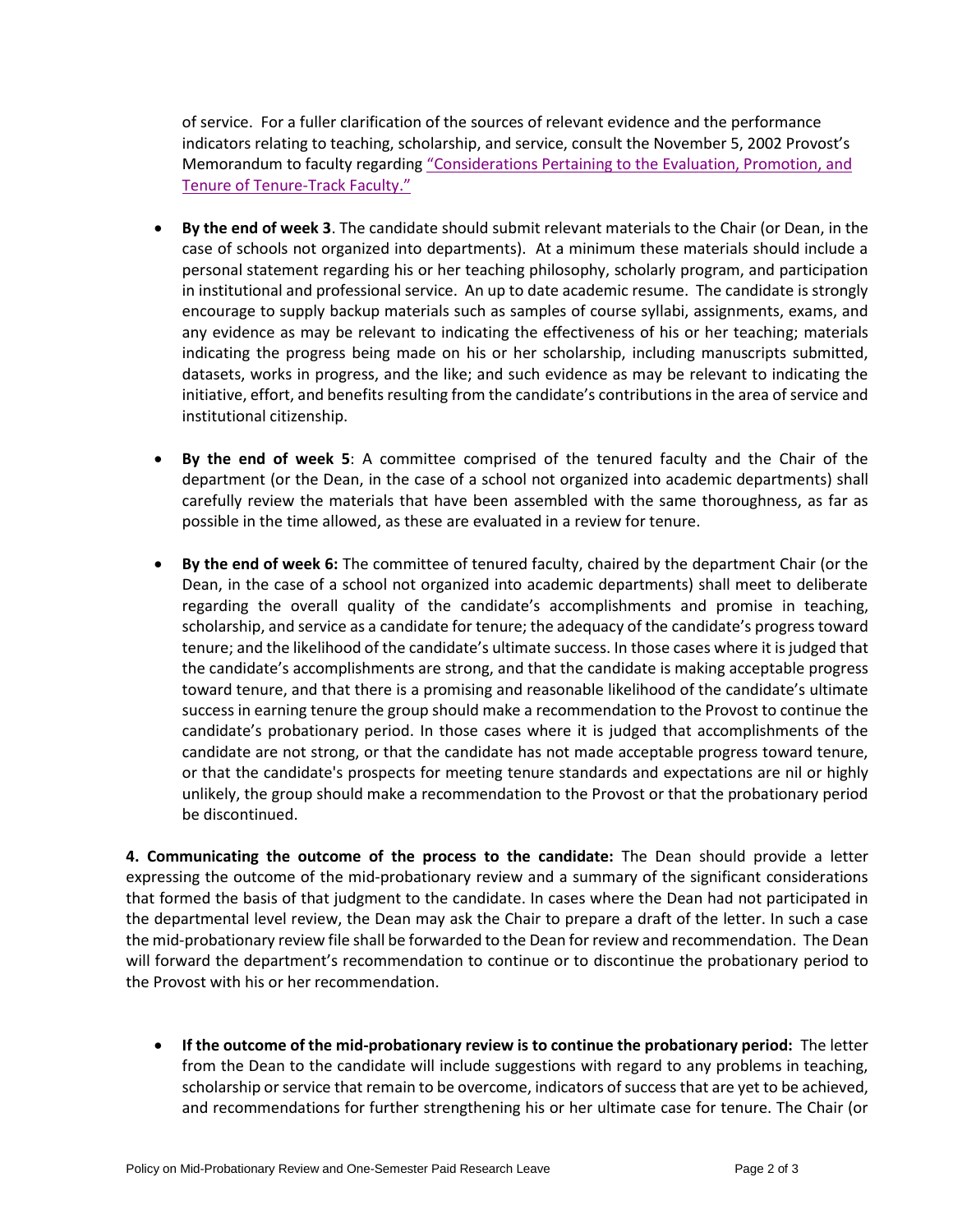of service. For a fuller clarification of the sources of relevant evidence and the performance indicators relating to teaching, scholarship, and service, consult the November 5, 2002 Provost's Memorandum to faculty regarding "Considerations Pertaining to the Evaluation, Promotion, and Tenure of Tenure-Track Faculty."

- **By the end of week 3**. The candidate should submit relevant materials to the Chair (or Dean, in the case of schools not organized into departments). At a minimum these materials should include a personal statement regarding his or her teaching philosophy, scholarly program, and participation in institutional and professional service. An up to date academic resume. The candidate is strongly encourage to supply backup materials such as samples of course syllabi, assignments, exams, and any evidence as may be relevant to indicating the effectiveness of his or her teaching; materials indicating the progress being made on his or her scholarship, including manuscripts submitted, datasets, works in progress, and the like; and such evidence as may be relevant to indicating the initiative, effort, and benefits resulting from the candidate's contributions in the area of service and institutional citizenship.

- **By the end of week 5**: A committee comprised of the tenured faculty and the Chair of the department (or the Dean, in the case of a school not organized into academic departments) shall carefully review the materials that have been assembled with the same thoroughness, as far as possible in the time allowed, as these are evaluated in a review for tenure.

- **By the end of week 6:** The committee of tenured faculty, chaired by the department Chair (or the Dean, in the case of a school not organized into academic departments) shall meet to deliberate regarding the overall quality of the candidate's accomplishments and promise in teaching, scholarship, and service as a candidate for tenure; the adequacy of the candidate's progress toward tenure; and the likelihood of the candidate's ultimate success. In those cases where it is judged that the candidate's accomplishments are strong, and that the candidate is making acceptable progress toward tenure, and that there is a promising and reasonable likelihood of the candidate's ultimate success in earning tenure the group should make a recommendation to the Provost to continue the candidate's probationary period. In those cases where it is judged that accomplishments of the candidate are not strong, or that the candidate has not made acceptable progress toward tenure, or that the candidate's prospects for meeting tenure standards and expectations are nil or highly unlikely, the group should make a recommendation to the Provost or that the probationary period be discontinued.

**4. Communicating the outcome of the process to the candidate:** The Dean should provide a letter expressing the outcome of the mid-probationary review and a summary of the significant considerations that formed the basis of that judgment to the candidate. In cases where the Dean had not participated in the departmental level review, the Dean may ask the Chair to prepare a draft of the letter. In such a case the mid-probationary review file shall be forwarded to the Dean for review and recommendation. The Dean will forward the department's recommendation to continue or to discontinue the probationary period to the Provost with his or her recommendation.

- **If the outcome of the mid-probationary review is to continue the probationary period:** The letter from the Dean to the candidate will include suggestions with regard to any problems in teaching, scholarship or service that remain to be overcome, indicators of success that are yet to be achieved, and recommendations for further strengthening his or her ultimate case for tenure. The Chair (or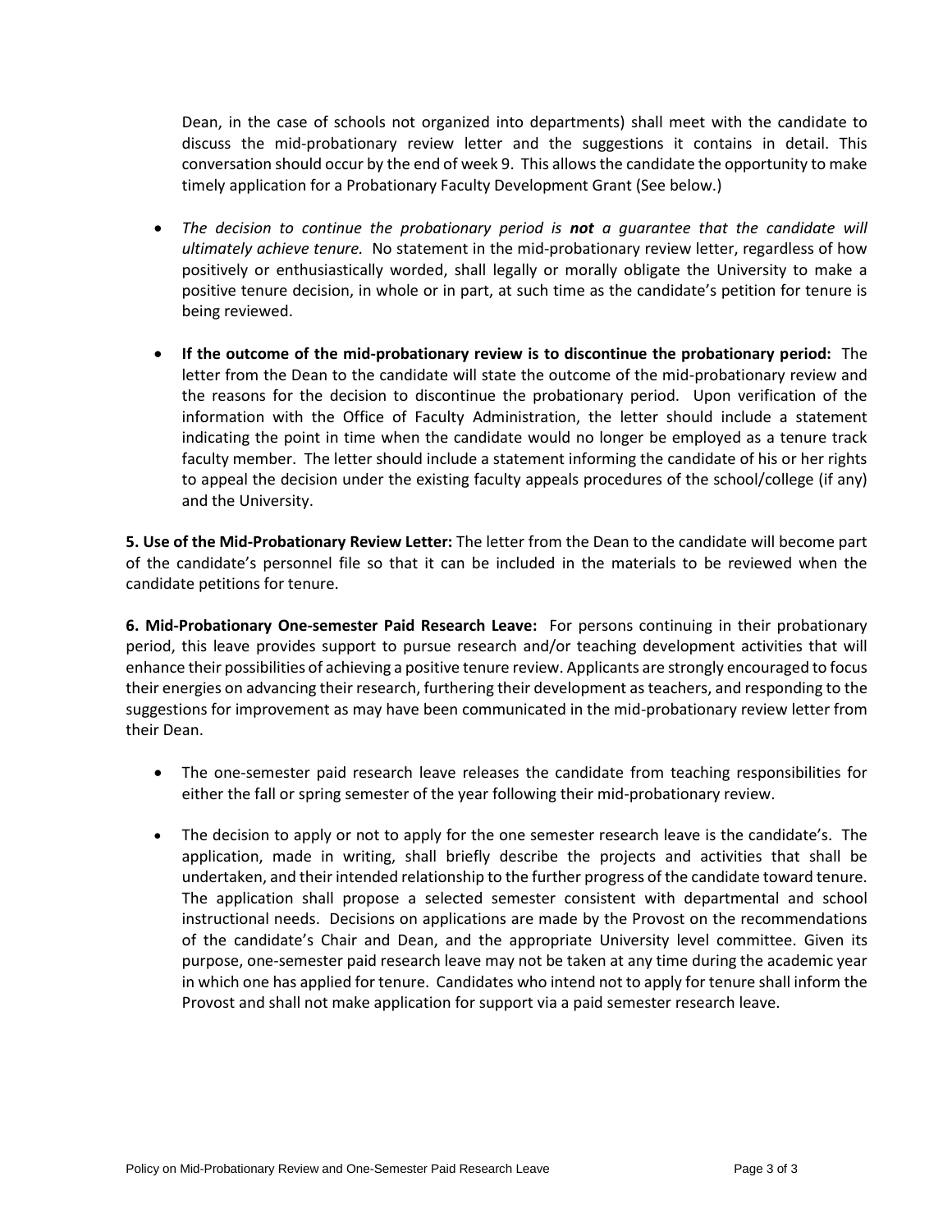Dean, in the case of schools not organized into departments) shall meet with the candidate to discuss the mid-probationary review letter and the suggestions it contains in detail. This conversation should occur by the end of week 9. This allows the candidate the opportunity to make timely application for a Probationary Faculty Development Grant (See below.)

- *The decision to continue the probationary period is **not** a guarantee that the candidate will ultimately achieve tenure.* No statement in the mid-probationary review letter, regardless of how positively or enthusiastically worded, shall legally or morally obligate the University to make a positive tenure decision, in whole or in part, at such time as the candidate's petition for tenure is being reviewed.

- **If the outcome of the mid-probationary review is to discontinue the probationary period:** The letter from the Dean to the candidate will state the outcome of the mid-probationary review and the reasons for the decision to discontinue the probationary period. Upon verification of the information with the Office of Faculty Administration, the letter should include a statement indicating the point in time when the candidate would no longer be employed as a tenure track faculty member. The letter should include a statement informing the candidate of his or her rights to appeal the decision under the existing faculty appeals procedures of the school/college (if any) and the University.

**5. Use of the Mid-Probationary Review Letter:** The letter from the Dean to the candidate will become part of the candidate's personnel file so that it can be included in the materials to be reviewed when the candidate petitions for tenure.

**6. Mid-Probationary One-semester Paid Research Leave:** For persons continuing in their probationary period, this leave provides support to pursue research and/or teaching development activities that will enhance their possibilities of achieving a positive tenure review. Applicants are strongly encouraged to focus their energies on advancing their research, furthering their development as teachers, and responding to the suggestions for improvement as may have been communicated in the mid-probationary review letter from their Dean.

- The one-semester paid research leave releases the candidate from teaching responsibilities for either the fall or spring semester of the year following their mid-probationary review.

- The decision to apply or not to apply for the one semester research leave is the candidate's. The application, made in writing, shall briefly describe the projects and activities that shall be undertaken, and their intended relationship to the further progress of the candidate toward tenure. The application shall propose a selected semester consistent with departmental and school instructional needs. Decisions on applications are made by the Provost on the recommendations of the candidate's Chair and Dean, and the appropriate University level committee. Given its purpose, one-semester paid research leave may not be taken at any time during the academic year in which one has applied for tenure. Candidates who intend not to apply for tenure shall inform the Provost and shall not make application for support via a paid semester research leave.